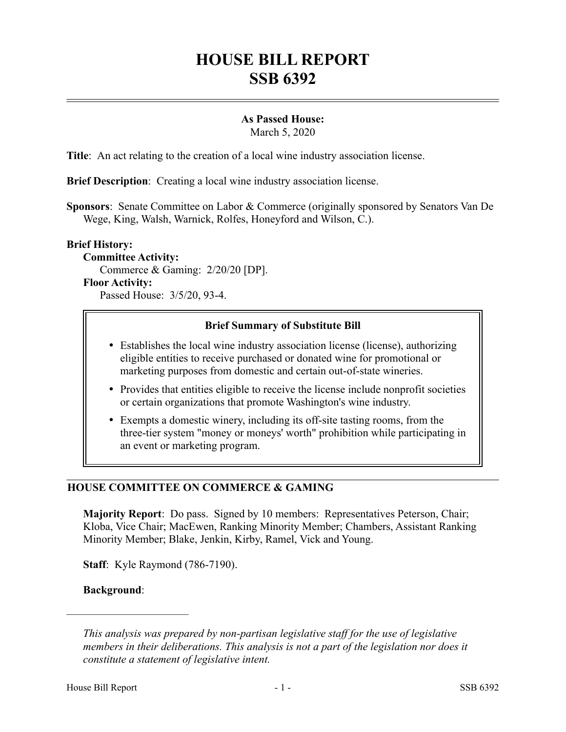# HOUSE BILL REPORT
# SSB 6392

**As Passed House:**
March 5, 2020

**Title**: An act relating to the creation of a local wine industry association license.

**Brief Description**: Creating a local wine industry association license.

**Sponsors**: Senate Committee on Labor & Commerce (originally sponsored by Senators Van De Wege, King, Walsh, Warnick, Rolfes, Honeyford and Wilson, C.).

**Brief History:**

**Committee Activity:**

Commerce & Gaming: 2/20/20 [DP].

**Floor Activity:**

Passed House: 3/5/20, 93-4.

**Brief Summary of Substitute Bill**

- Establishes the local wine industry association license (license), authorizing eligible entities to receive purchased or donated wine for promotional or marketing purposes from domestic and certain out-of-state wineries.
- Provides that entities eligible to receive the license include nonprofit societies or certain organizations that promote Washington's wine industry.
- Exempts a domestic winery, including its off-site tasting rooms, from the three-tier system "money or moneys' worth" prohibition while participating in an event or marketing program.

## HOUSE COMMITTEE ON COMMERCE & GAMING

**Majority Report**: Do pass. Signed by 10 members: Representatives Peterson, Chair; Kloba, Vice Chair; MacEwen, Ranking Minority Member; Chambers, Assistant Ranking Minority Member; Blake, Jenkin, Kirby, Ramel, Vick and Young.

**Staff**: Kyle Raymond (786-7190).

**Background**:

---

*This analysis was prepared by non-partisan legislative staff for the use of legislative members in their deliberations. This analysis is not a part of the legislation nor does it constitute a statement of legislative intent.*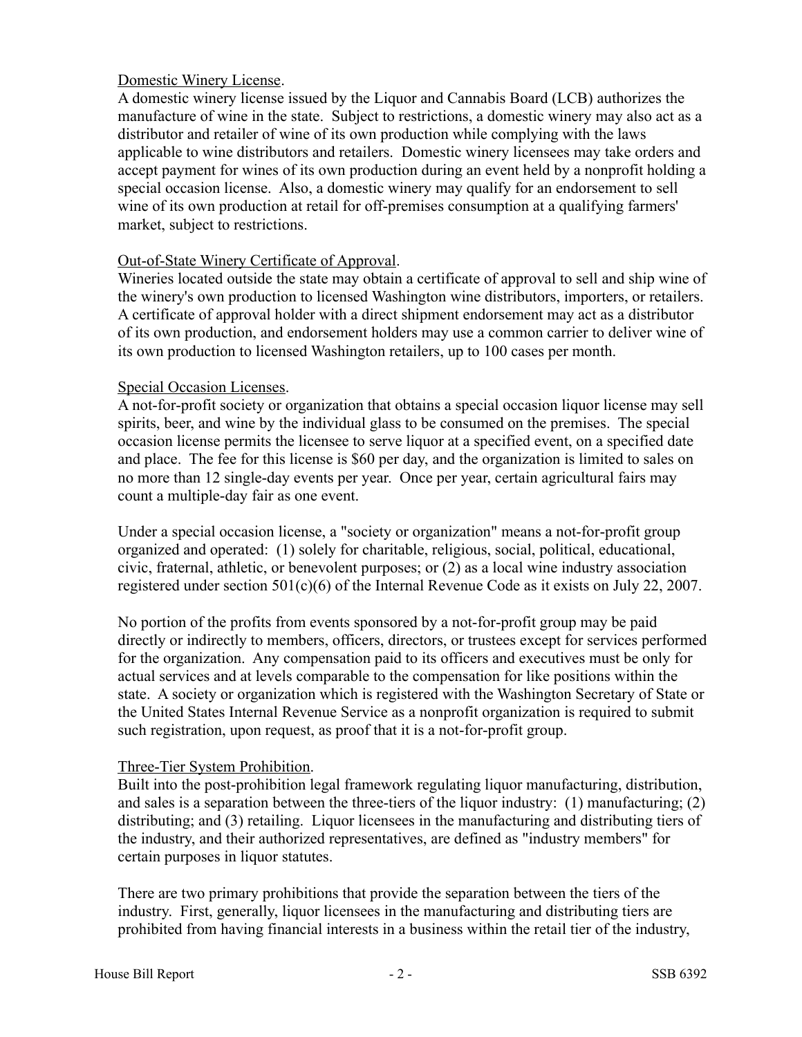Domestic Winery License.

A domestic winery license issued by the Liquor and Cannabis Board (LCB) authorizes the manufacture of wine in the state. Subject to restrictions, a domestic winery may also act as a distributor and retailer of wine of its own production while complying with the laws applicable to wine distributors and retailers. Domestic winery licensees may take orders and accept payment for wines of its own production during an event held by a nonprofit holding a special occasion license. Also, a domestic winery may qualify for an endorsement to sell wine of its own production at retail for off-premises consumption at a qualifying farmers' market, subject to restrictions.

Out-of-State Winery Certificate of Approval.

Wineries located outside the state may obtain a certificate of approval to sell and ship wine of the winery's own production to licensed Washington wine distributors, importers, or retailers. A certificate of approval holder with a direct shipment endorsement may act as a distributor of its own production, and endorsement holders may use a common carrier to deliver wine of its own production to licensed Washington retailers, up to 100 cases per month.

Special Occasion Licenses.

A not-for-profit society or organization that obtains a special occasion liquor license may sell spirits, beer, and wine by the individual glass to be consumed on the premises. The special occasion license permits the licensee to serve liquor at a specified event, on a specified date and place. The fee for this license is $60 per day, and the organization is limited to sales on no more than 12 single-day events per year. Once per year, certain agricultural fairs may count a multiple-day fair as one event.

Under a special occasion license, a "society or organization" means a not-for-profit group organized and operated: (1) solely for charitable, religious, social, political, educational, civic, fraternal, athletic, or benevolent purposes; or (2) as a local wine industry association registered under section 501(c)(6) of the Internal Revenue Code as it exists on July 22, 2007.

No portion of the profits from events sponsored by a not-for-profit group may be paid directly or indirectly to members, officers, directors, or trustees except for services performed for the organization. Any compensation paid to its officers and executives must be only for actual services and at levels comparable to the compensation for like positions within the state. A society or organization which is registered with the Washington Secretary of State or the United States Internal Revenue Service as a nonprofit organization is required to submit such registration, upon request, as proof that it is a not-for-profit group.

Three-Tier System Prohibition.

Built into the post-prohibition legal framework regulating liquor manufacturing, distribution, and sales is a separation between the three-tiers of the liquor industry: (1) manufacturing; (2) distributing; and (3) retailing. Liquor licensees in the manufacturing and distributing tiers of the industry, and their authorized representatives, are defined as "industry members" for certain purposes in liquor statutes.

There are two primary prohibitions that provide the separation between the tiers of the industry. First, generally, liquor licensees in the manufacturing and distributing tiers are prohibited from having financial interests in a business within the retail tier of the industry,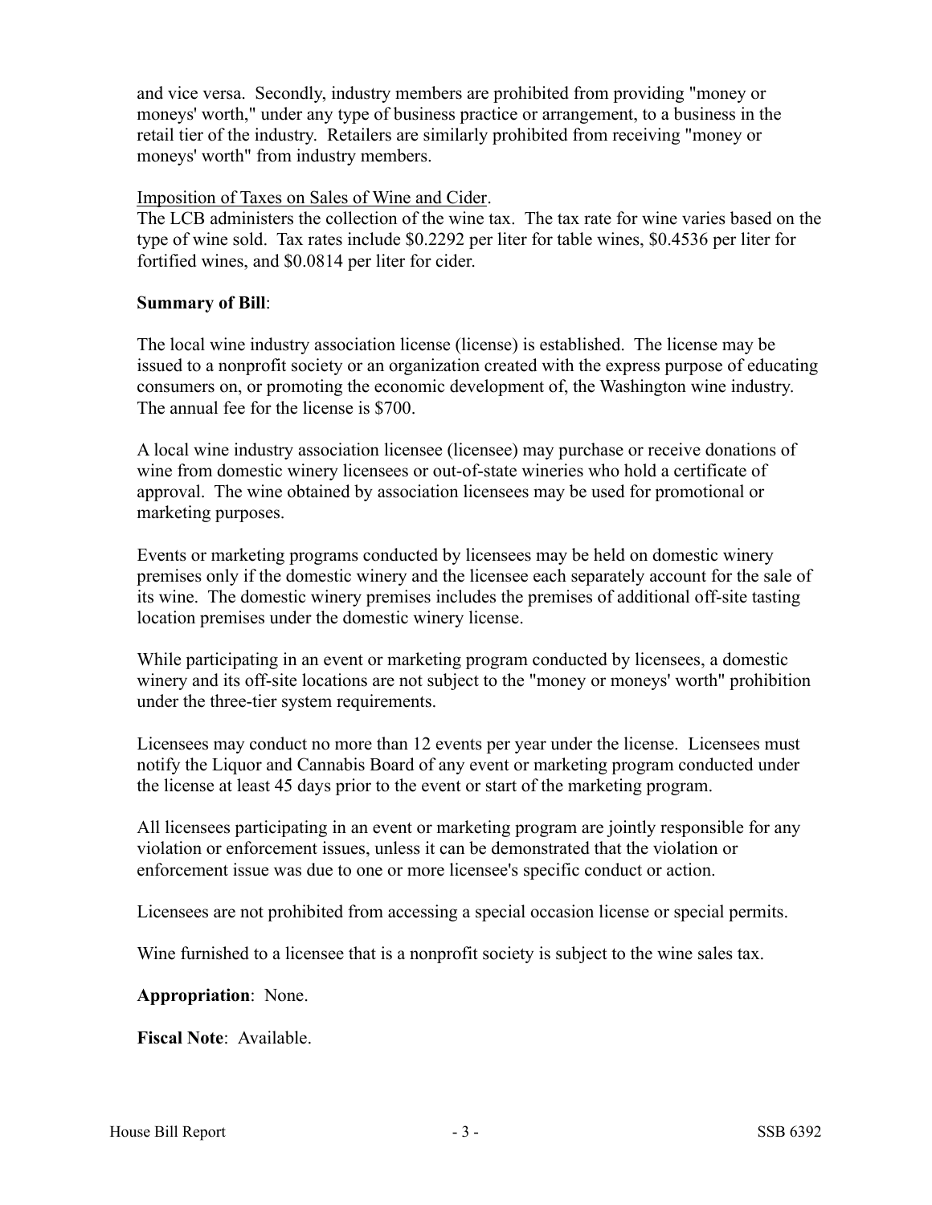and vice versa. Secondly, industry members are prohibited from providing "money or moneys' worth," under any type of business practice or arrangement, to a business in the retail tier of the industry. Retailers are similarly prohibited from receiving "money or moneys' worth" from industry members.

Imposition of Taxes on Sales of Wine and Cider.

The LCB administers the collection of the wine tax. The tax rate for wine varies based on the type of wine sold. Tax rates include $0.2292 per liter for table wines, $0.4536 per liter for fortified wines, and $0.0814 per liter for cider.

**Summary of Bill**:

The local wine industry association license (license) is established. The license may be issued to a nonprofit society or an organization created with the express purpose of educating consumers on, or promoting the economic development of, the Washington wine industry. The annual fee for the license is $700.

A local wine industry association licensee (licensee) may purchase or receive donations of wine from domestic winery licensees or out-of-state wineries who hold a certificate of approval. The wine obtained by association licensees may be used for promotional or marketing purposes.

Events or marketing programs conducted by licensees may be held on domestic winery premises only if the domestic winery and the licensee each separately account for the sale of its wine. The domestic winery premises includes the premises of additional off-site tasting location premises under the domestic winery license.

While participating in an event or marketing program conducted by licensees, a domestic winery and its off-site locations are not subject to the "money or moneys' worth" prohibition under the three-tier system requirements.

Licensees may conduct no more than 12 events per year under the license. Licensees must notify the Liquor and Cannabis Board of any event or marketing program conducted under the license at least 45 days prior to the event or start of the marketing program.

All licensees participating in an event or marketing program are jointly responsible for any violation or enforcement issues, unless it can be demonstrated that the violation or enforcement issue was due to one or more licensee's specific conduct or action.

Licensees are not prohibited from accessing a special occasion license or special permits.

Wine furnished to a licensee that is a nonprofit society is subject to the wine sales tax.

**Appropriation**: None.

**Fiscal Note**: Available.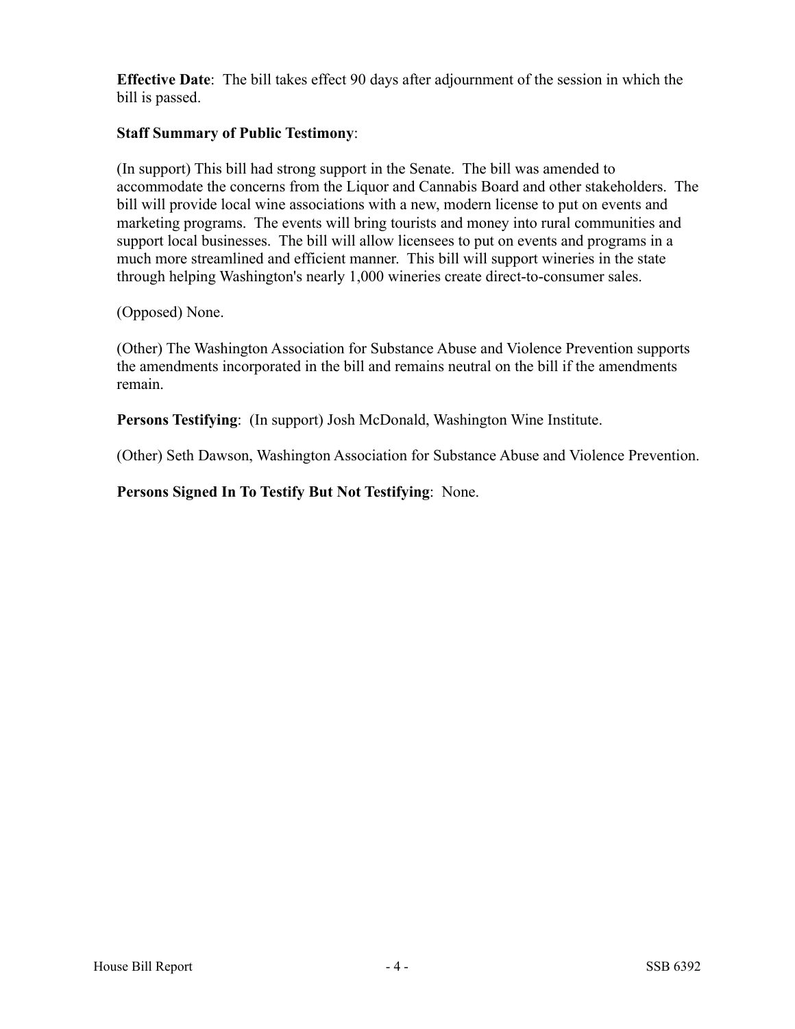**Effective Date**: The bill takes effect 90 days after adjournment of the session in which the bill is passed.

**Staff Summary of Public Testimony**:

(In support) This bill had strong support in the Senate. The bill was amended to accommodate the concerns from the Liquor and Cannabis Board and other stakeholders. The bill will provide local wine associations with a new, modern license to put on events and marketing programs. The events will bring tourists and money into rural communities and support local businesses. The bill will allow licensees to put on events and programs in a much more streamlined and efficient manner. This bill will support wineries in the state through helping Washington's nearly 1,000 wineries create direct-to-consumer sales.

(Opposed) None.

(Other) The Washington Association for Substance Abuse and Violence Prevention supports the amendments incorporated in the bill and remains neutral on the bill if the amendments remain.

**Persons Testifying**: (In support) Josh McDonald, Washington Wine Institute.

(Other) Seth Dawson, Washington Association for Substance Abuse and Violence Prevention.

**Persons Signed In To Testify But Not Testifying**: None.